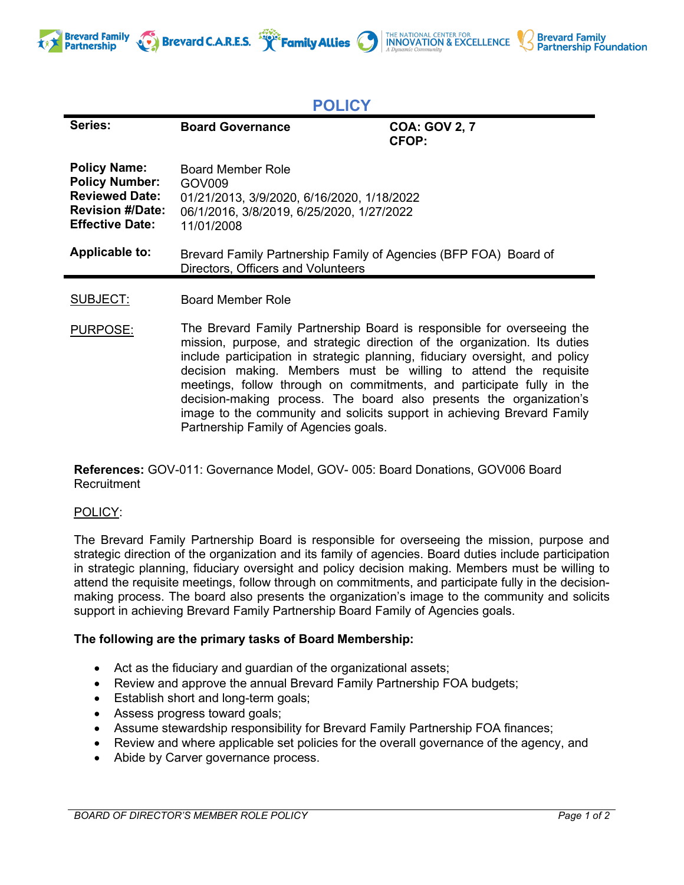Brevard Family Partnership | Brevard C.A.R.E.S. | Family Allies | The National Center for Innovation & Excellence – A Dynamic Community | Brevard Family Partnership Foundation

# POLICY

| | | |
|---|---|---|
| **Series:** | **Board Governance** | **COA: GOV 2, 7**<br>**CFOP:** |

**Policy Name:** Board Member Role
**Policy Number:** GOV009
**Reviewed Date:** 01/21/2013, 3/9/2020, 6/16/2020, 1/18/2022
**Revision #/Date:** 06/1/2016, 3/8/2019, 6/25/2020, 1/27/2022
**Effective Date:** 11/01/2008

**Applicable to:** Brevard Family Partnership Family of Agencies (BFP FOA) Board of Directors, Officers and Volunteers

SUBJECT: Board Member Role

PURPOSE: The Brevard Family Partnership Board is responsible for overseeing the mission, purpose, and strategic direction of the organization. Its duties include participation in strategic planning, fiduciary oversight, and policy decision making. Members must be willing to attend the requisite meetings, follow through on commitments, and participate fully in the decision-making process. The board also presents the organization's image to the community and solicits support in achieving Brevard Family Partnership Family of Agencies goals.

**References:** GOV-011: Governance Model, GOV- 005: Board Donations, GOV006 Board Recruitment

POLICY:

The Brevard Family Partnership Board is responsible for overseeing the mission, purpose and strategic direction of the organization and its family of agencies. Board duties include participation in strategic planning, fiduciary oversight and policy decision making. Members must be willing to attend the requisite meetings, follow through on commitments, and participate fully in the decision-making process. The board also presents the organization's image to the community and solicits support in achieving Brevard Family Partnership Board Family of Agencies goals.

**The following are the primary tasks of Board Membership:**

- Act as the fiduciary and guardian of the organizational assets;
- Review and approve the annual Brevard Family Partnership FOA budgets;
- Establish short and long-term goals;
- Assess progress toward goals;
- Assume stewardship responsibility for Brevard Family Partnership FOA finances;
- Review and where applicable set policies for the overall governance of the agency, and
- Abide by Carver governance process.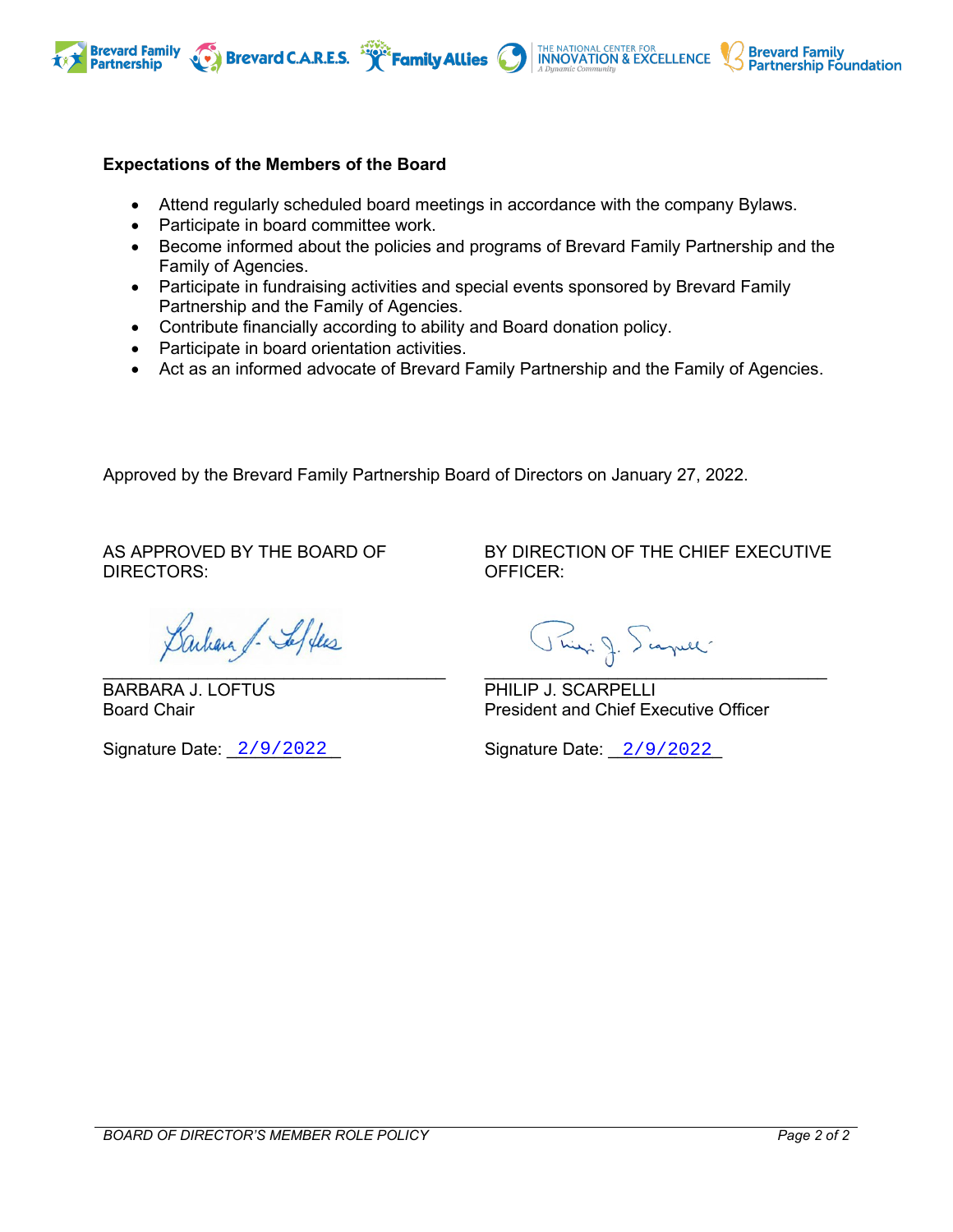**Expectations of the Members of the Board**

- Attend regularly scheduled board meetings in accordance with the company Bylaws.
- Participate in board committee work.
- Become informed about the policies and programs of Brevard Family Partnership and the Family of Agencies.
- Participate in fundraising activities and special events sponsored by Brevard Family Partnership and the Family of Agencies.
- Contribute financially according to ability and Board donation policy.
- Participate in board orientation activities.
- Act as an informed advocate of Brevard Family Partnership and the Family of Agencies.

Approved by the Brevard Family Partnership Board of Directors on January 27, 2022.

AS APPROVED BY THE BOARD OF DIRECTORS:

BARBARA J. LOFTUS
Board Chair

Signature Date: 2/9/2022

BY DIRECTION OF THE CHIEF EXECUTIVE OFFICER:

PHILIP J. SCARPELLI
President and Chief Executive Officer

Signature Date: 2/9/2022